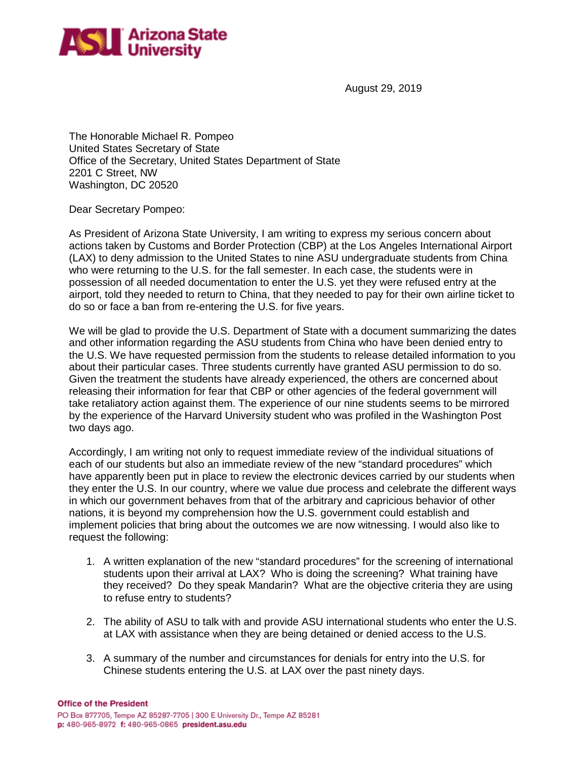**Arizona State University**

August 29, 2019

The Honorable Michael R. Pompeo
United States Secretary of State
Office of the Secretary, United States Department of State
2201 C Street, NW
Washington, DC 20520

Dear Secretary Pompeo:

As President of Arizona State University, I am writing to express my serious concern about actions taken by Customs and Border Protection (CBP) at the Los Angeles International Airport (LAX) to deny admission to the United States to nine ASU undergraduate students from China who were returning to the U.S. for the fall semester. In each case, the students were in possession of all needed documentation to enter the U.S. yet they were refused entry at the airport, told they needed to return to China, that they needed to pay for their own airline ticket to do so or face a ban from re-entering the U.S. for five years.

We will be glad to provide the U.S. Department of State with a document summarizing the dates and other information regarding the ASU students from China who have been denied entry to the U.S. We have requested permission from the students to release detailed information to you about their particular cases. Three students currently have granted ASU permission to do so. Given the treatment the students have already experienced, the others are concerned about releasing their information for fear that CBP or other agencies of the federal government will take retaliatory action against them. The experience of our nine students seems to be mirrored by the experience of the Harvard University student who was profiled in the Washington Post two days ago.

Accordingly, I am writing not only to request immediate review of the individual situations of each of our students but also an immediate review of the new "standard procedures" which have apparently been put in place to review the electronic devices carried by our students when they enter the U.S. In our country, where we value due process and celebrate the different ways in which our government behaves from that of the arbitrary and capricious behavior of other nations, it is beyond my comprehension how the U.S. government could establish and implement policies that bring about the outcomes we are now witnessing. I would also like to request the following:

1. A written explanation of the new "standard procedures" for the screening of international students upon their arrival at LAX? Who is doing the screening? What training have they received? Do they speak Mandarin? What are the objective criteria they are using to refuse entry to students?

2. The ability of ASU to talk with and provide ASU international students who enter the U.S. at LAX with assistance when they are being detained or denied access to the U.S.

3. A summary of the number and circumstances for denials for entry into the U.S. for Chinese students entering the U.S. at LAX over the past ninety days.

**Office of the President**
PO Box 877705, Tempe AZ 85287-7705 | 300 E University Dr., Tempe AZ 85281
**p:** 480-965-8972 **f:** 480-965-0865 **president.asu.edu**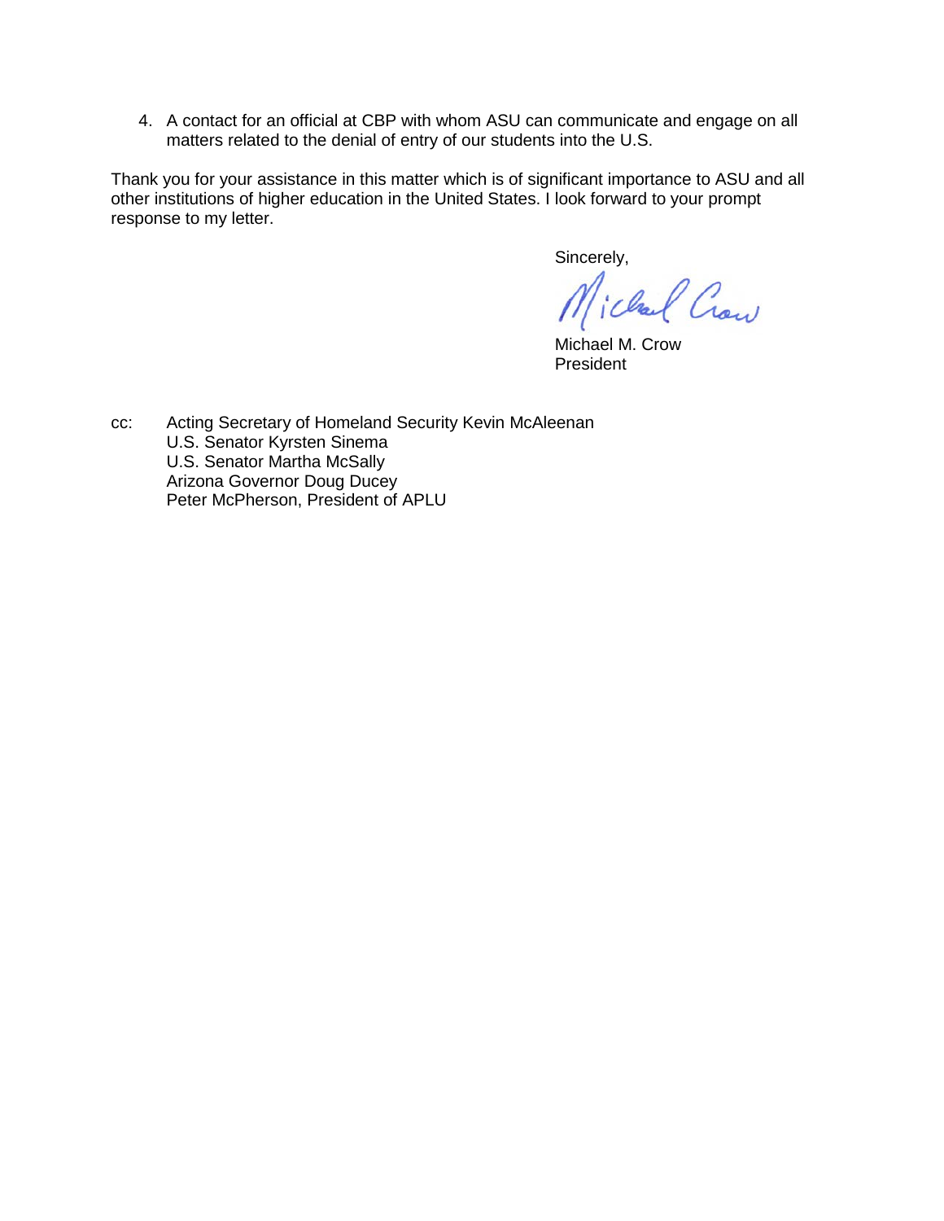4. A contact for an official at CBP with whom ASU can communicate and engage on all matters related to the denial of entry of our students into the U.S.

Thank you for your assistance in this matter which is of significant importance to ASU and all other institutions of higher education in the United States. I look forward to your prompt response to my letter.

Sincerely,

Michael M. Crow
President

cc: Acting Secretary of Homeland Security Kevin McAleenan
U.S. Senator Kyrsten Sinema
U.S. Senator Martha McSally
Arizona Governor Doug Ducey
Peter McPherson, President of APLU